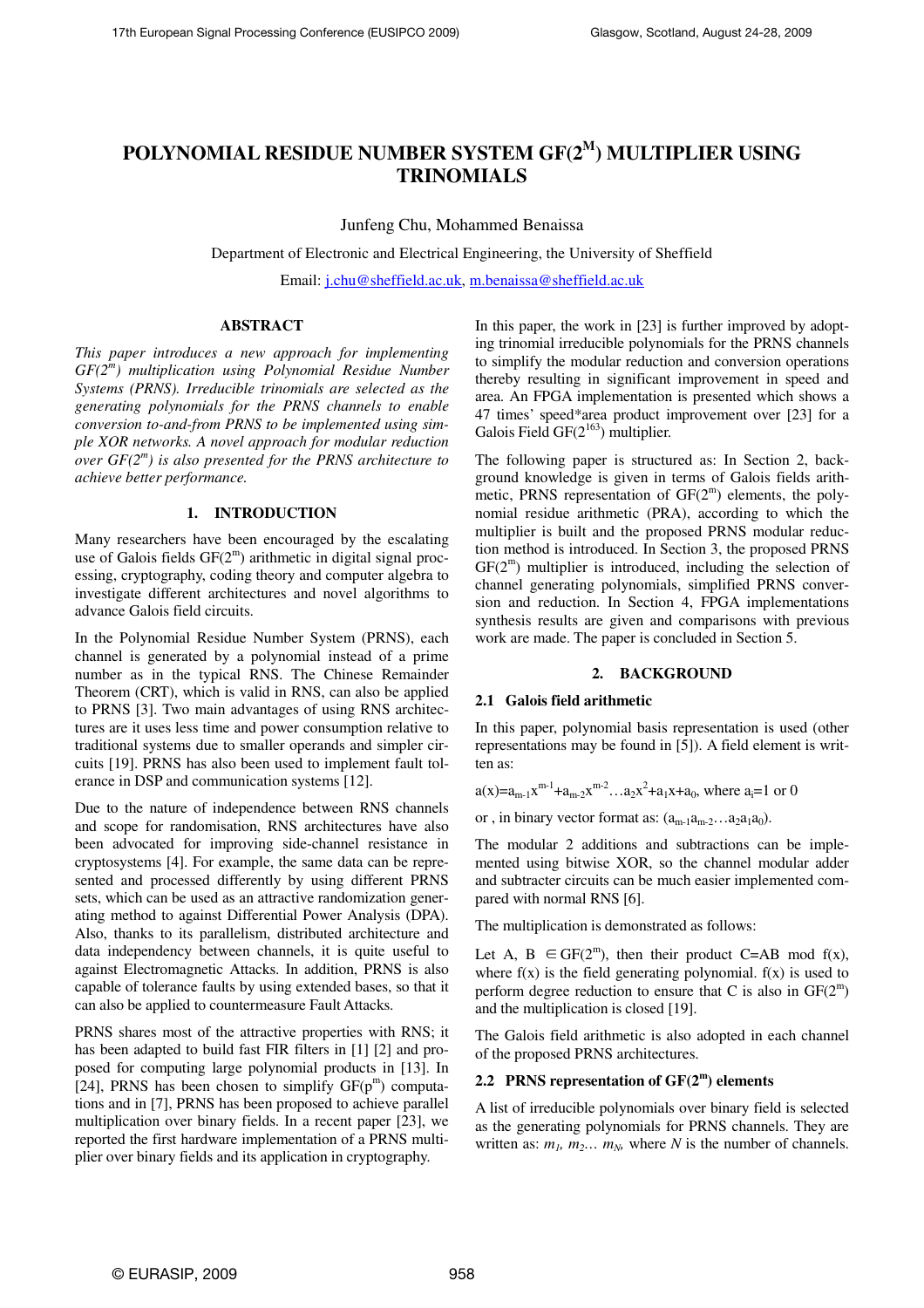# POLYNOMIAL RESIDUE NUMBER SYSTEM GF($2^M$) MULTIPLIER USING TRINOMIALS

Junfeng Chu, Mohammed Benaissa

Department of Electronic and Electrical Engineering, the University of Sheffield

Email: j.chu@sheffield.ac.uk, m.benaissa@sheffield.ac.uk

## ABSTRACT

*This paper introduces a new approach for implementing GF($2^m$) multiplication using Polynomial Residue Number Systems (PRNS). Irreducible trinomials are selected as the generating polynomials for the PRNS channels to enable conversion to-and-from PRNS to be implemented using simple XOR networks. A novel approach for modular reduction over GF($2^m$) is also presented for the PRNS architecture to achieve better performance.*

## 1. INTRODUCTION

Many researchers have been encouraged by the escalating use of Galois fields GF($2^m$) arithmetic in digital signal processing, cryptography, coding theory and computer algebra to investigate different architectures and novel algorithms to advance Galois field circuits.

In the Polynomial Residue Number System (PRNS), each channel is generated by a polynomial instead of a prime number as in the typical RNS. The Chinese Remainder Theorem (CRT), which is valid in RNS, can also be applied to PRNS [3]. Two main advantages of using RNS architectures are it uses less time and power consumption relative to traditional systems due to smaller operands and simpler circuits [19]. PRNS has also been used to implement fault tolerance in DSP and communication systems [12].

Due to the nature of independence between RNS channels and scope for randomisation, RNS architectures have also been advocated for improving side-channel resistance in cryptosystems [4]. For example, the same data can be represented and processed differently by using different PRNS sets, which can be used as an attractive randomization generating method to against Differential Power Analysis (DPA). Also, thanks to its parallelism, distributed architecture and data independency between channels, it is quite useful to against Electromagnetic Attacks. In addition, PRNS is also capable of tolerance faults by using extended bases, so that it can also be applied to countermeasure Fault Attacks.

PRNS shares most of the attractive properties with RNS; it has been adapted to build fast FIR filters in [1] [2] and proposed for computing large polynomial products in [13]. In [24], PRNS has been chosen to simplify GF($p^m$) computations and in [7], PRNS has been proposed to achieve parallel multiplication over binary fields. In a recent paper [23], we reported the first hardware implementation of a PRNS multiplier over binary fields and its application in cryptography.

In this paper, the work in [23] is further improved by adopting trinomial irreducible polynomials for the PRNS channels to simplify the modular reduction and conversion operations thereby resulting in significant improvement in speed and area. An FPGA implementation is presented which shows a 47 times' speed*area product improvement over [23] for a Galois Field GF($2^{163}$) multiplier.

The following paper is structured as: In Section 2, background knowledge is given in terms of Galois fields arithmetic, PRNS representation of GF($2^m$) elements, the polynomial residue arithmetic (PRA), according to which the multiplier is built and the proposed PRNS modular reduction method is introduced. In Section 3, the proposed PRNS GF($2^m$) multiplier is introduced, including the selection of channel generating polynomials, simplified PRNS conversion and reduction. In Section 4, FPGA implementations synthesis results are given and comparisons with previous work are made. The paper is concluded in Section 5.

## 2. BACKGROUND

### 2.1 Galois field arithmetic

In this paper, polynomial basis representation is used (other representations may be found in [5]). A field element is written as:

$a(x)=a_{m-1}x^{m-1}+a_{m-2}x^{m-2}\ldots a_2x^2+a_1x+a_0$, where $a_i$=1 or 0

or , in binary vector format as: $(a_{m-1}a_{m-2}\ldots a_2a_1a_0)$.

The modular 2 additions and subtractions can be implemented using bitwise XOR, so the channel modular adder and subtracter circuits can be much easier implemented compared with normal RNS [6].

The multiplication is demonstrated as follows:

Let A, B $\in$ GF($2^m$), then their product C=AB mod f(x), where f(x) is the field generating polynomial. f(x) is used to perform degree reduction to ensure that C is also in GF($2^m$) and the multiplication is closed [19].

The Galois field arithmetic is also adopted in each channel of the proposed PRNS architectures.

### 2.2 PRNS representation of GF($2^m$) elements

A list of irreducible polynomials over binary field is selected as the generating polynomials for PRNS channels. They are written as: $m_1$, $m_2$… $m_N$, where $N$ is the number of channels.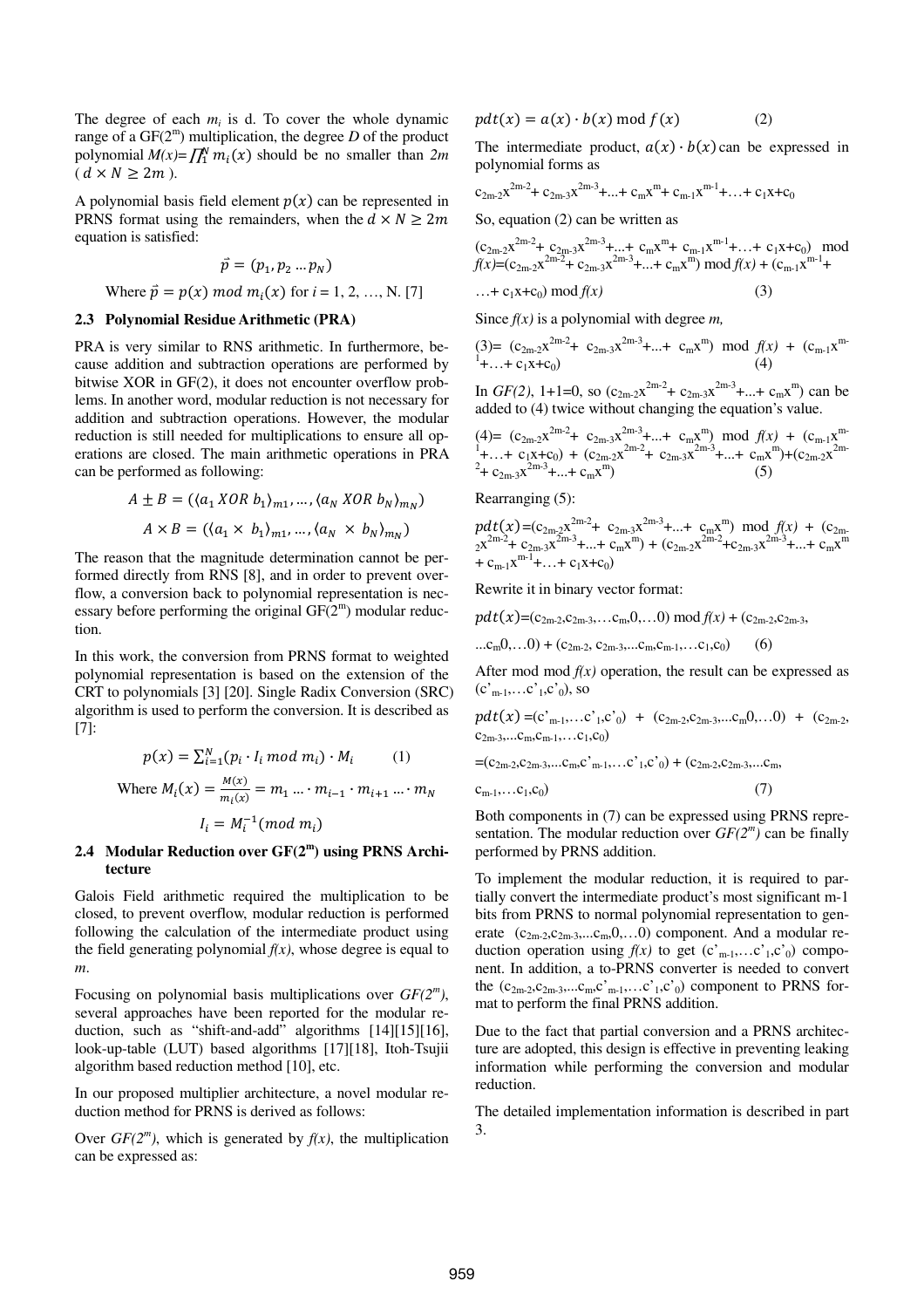The degree of each $m_i$ is d. To cover the whole dynamic range of a GF($2^m$) multiplication, the degree $D$ of the product polynomial $M(x)=\prod_1^N m_i(x)$ should be no smaller than $2m$ ($d \times N \geq 2m$).

A polynomial basis field element $p(x)$ can be represented in PRNS format using the remainders, when the $d \times N \geq 2m$ equation is satisfied:

$$\vec{p} = (p_1, p_2 \dots p_N)$$

Where $\vec{p} = p(x) \bmod m_i(x)$ for $i = 1, 2, \dots, N$. [7]

### 2.3 Polynomial Residue Arithmetic (PRA)

PRA is very similar to RNS arithmetic. In furthermore, because addition and subtraction operations are performed by bitwise XOR in GF(2), it does not encounter overflow problems. In another word, modular reduction is not necessary for addition and subtraction operations. However, the modular reduction is still needed for multiplications to ensure all operations are closed. The main arithmetic operations in PRA can be performed as following:

$$A \pm B = (\langle a_1\, XOR\, b_1\rangle_{m1}, \dots, \langle a_N\, XOR\, b_N\rangle_{m_N})$$

$$A \times B = (\langle a_1 \times\, b_1\rangle_{m1}, \dots, \langle a_N\, \times\, b_N\rangle_{m_N})$$

The reason that the magnitude determination cannot be performed directly from RNS [8], and in order to prevent overflow, a conversion back to polynomial representation is necessary before performing the original GF($2^m$) modular reduction.

In this work, the conversion from PRNS format to weighted polynomial representation is based on the extension of the CRT to polynomials [3] [20]. Single Radix Conversion (SRC) algorithm is used to perform the conversion. It is described as [7]:

$$p(x) = \sum_{i=1}^{N}(p_i \cdot I_i \bmod m_i) \cdot M_i \qquad (1)$$

Where $M_i(x) = \frac{M(x)}{m_i(x)} = m_1 \dots \cdot m_{i-1} \cdot m_{i+1} \dots \cdot m_N$

$$I_i = M_i^{-1} (mod\ m_i)$$

### 2.4 Modular Reduction over GF($2^m$) using PRNS Architecture

Galois Field arithmetic required the multiplication to be closed, to prevent overflow, modular reduction is performed following the calculation of the intermediate product using the field generating polynomial $f(x)$, whose degree is equal to $m$.

Focusing on polynomial basis multiplications over $GF(2^m)$, several approaches have been reported for the modular reduction, such as "shift-and-add" algorithms [14][15][16], look-up-table (LUT) based algorithms [17][18], Itoh-Tsujii algorithm based reduction method [10], etc.

In our proposed multiplier architecture, a novel modular reduction method for PRNS is derived as follows:

Over $GF(2^m)$, which is generated by $f(x)$, the multiplication can be expressed as:

$$pdt(x) = a(x) \cdot b(x) \bmod f(x) \qquad (2)$$

The intermediate product, $a(x) \cdot b(x)$ can be expressed in polynomial forms as

$c_{2m-2}x^{2m-2} + c_{2m-3}x^{2m-3} + \dots + c_m x^m + c_{m-1}x^{m-1} + \dots + c_1 x + c_0$

So, equation (2) can be written as

$(c_{2m-2}x^{2m-2} + c_{2m-3}x^{2m-3} + \dots + c_m x^m + c_{m-1}x^{m-1} + \dots + c_1 x + c_0) \bmod f(x) = (c_{2m-2}x^{2m-2} + c_{2m-3}x^{2m-3} + \dots + c_m x^m) \bmod f(x) + (c_{m-1}x^{m-1} + \dots + c_1 x + c_0) \bmod f(x) \qquad (3)$

Since $f(x)$ is a polynomial with degree $m$,

$(3) = (c_{2m-2}x^{2m-2} + c_{2m-3}x^{2m-3} + \dots + c_m x^m) \bmod f(x) + (c_{m-1}x^{m-1} + \dots + c_1 x + c_0) \qquad (4)$

In $GF(2)$, $1+1=0$, so $(c_{2m-2}x^{2m-2} + c_{2m-3}x^{2m-3} + \dots + c_m x^m)$ can be added to (4) twice without changing the equation's value.

$(4) = (c_{2m-2}x^{2m-2} + c_{2m-3}x^{2m-3} + \dots + c_m x^m) \bmod f(x) + (c_{m-1}x^{m-1} + \dots + c_1 x + c_0) + (c_{2m-2}x^{2m-2} + c_{2m-3}x^{2m-3} + \dots + c_m x^m) + (c_{2m-2}x^{2m-2} + c_{2m-3}x^{2m-3} + \dots + c_m x^m) \qquad (5)$

Rearranging (5):

$pdt(x) = (c_{2m-2}x^{2m-2} + c_{2m-3}x^{2m-3} + \dots + c_m x^m) \bmod f(x) + (c_{2m-2}x^{2m-2} + c_{2m-3}x^{2m-3} + \dots + c_m x^m) + (c_{2m-2}x^{2m-2} + c_{2m-3}x^{2m-3} + \dots + c_m x^m + c_{m-1}x^{m-1} + \dots + c_1 x + c_0)$

Rewrite it in binary vector format:

$pdt(x) = (c_{2m-2}, c_{2m-3}, \dots c_m, 0, \dots 0) \bmod f(x) + (c_{2m-2}, c_{2m-3}, \dots c_m, 0, \dots 0) + (c_{2m-2}, c_{2m-3}, \dots c_m, c_{m-1}, \dots c_1, c_0) \qquad (6)$

After mod mod $f(x)$ operation, the result can be expressed as $(c'_{m-1}, \dots c'_1, c'_0)$, so

$pdt(x) = (c'_{m-1}, \dots c'_1, c'_0) + (c_{2m-2}, c_{2m-3}, \dots c_m 0, \dots 0) + (c_{2m-2}, c_{2m-3}, \dots c_m, c_{m-1}, \dots c_1, c_0)$

$= (c_{2m-2}, c_{2m-3}, \dots c_m, c'_{m-1}, \dots c'_1, c'_0) + (c_{2m-2}, c_{2m-3}, \dots c_m, c_{m-1}, \dots c_1, c_0) \qquad (7)$

Both components in (7) can be expressed using PRNS representation. The modular reduction over $GF(2^m)$ can be finally performed by PRNS addition.

To implement the modular reduction, it is required to partially convert the intermediate product's most significant m-1 bits from PRNS to normal polynomial representation to generate $(c_{2m-2}, c_{2m-3}, \dots c_m, 0, \dots 0)$ component. And a modular reduction operation using $f(x)$ to get $(c'_{m-1}, \dots c'_1, c'_0)$ component. In addition, a to-PRNS converter is needed to convert the $(c_{2m-2}, c_{2m-3}, \dots c_m, c'_{m-1}, \dots c'_1, c'_0)$ component to PRNS format to perform the final PRNS addition.

Due to the fact that partial conversion and a PRNS architecture are adopted, this design is effective in preventing leaking information while performing the conversion and modular reduction.

The detailed implementation information is described in part 3.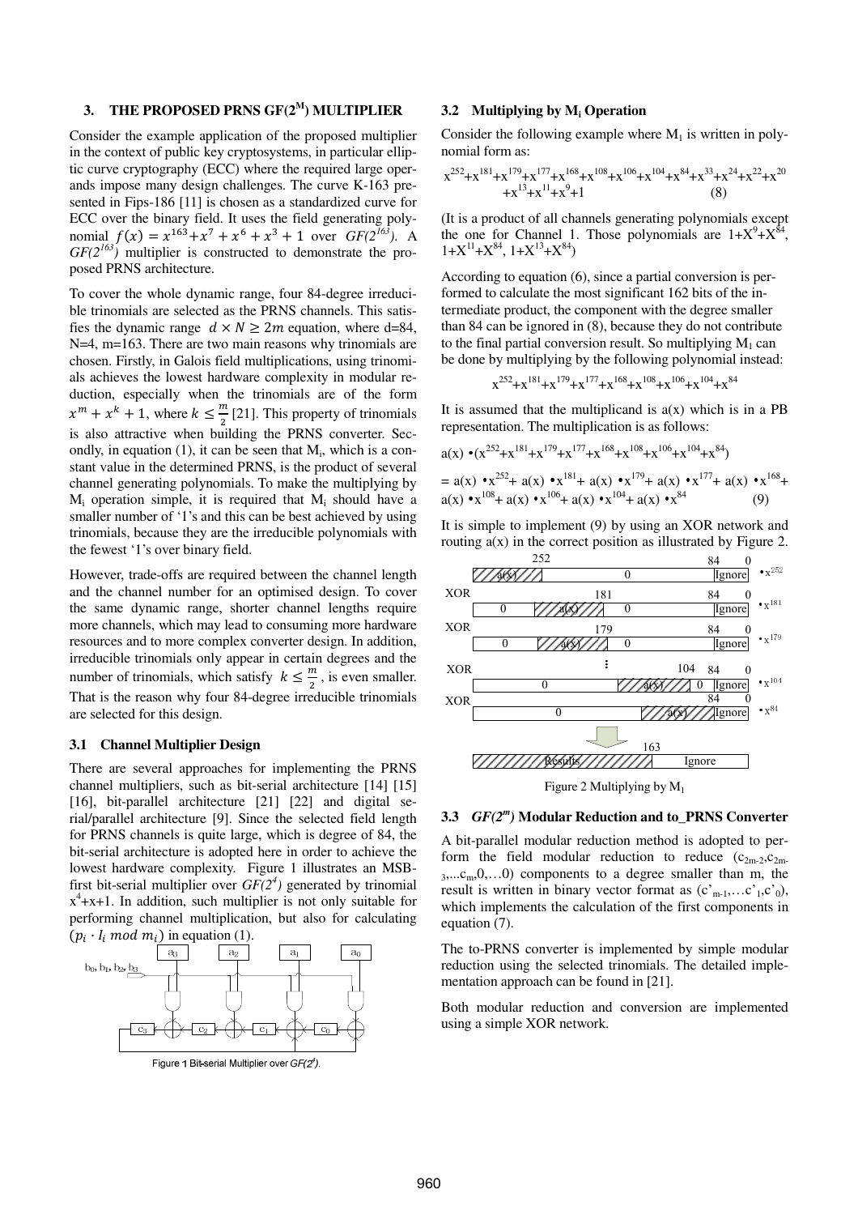## 3. THE PROPOSED PRNS $GF(2^M)$ MULTIPLIER

Consider the example application of the proposed multiplier in the context of public key cryptosystems, in particular elliptic curve cryptography (ECC) where the required large operands impose many design challenges. The curve K-163 presented in Fips-186 [11] is chosen as a standardized curve for ECC over the binary field. It uses the field generating polynomial $f(x) = x^{163}+x^7+x^6+x^3+1$ over $GF(2^{163})$. A $GF(2^{163})$ multiplier is constructed to demonstrate the proposed PRNS architecture.

To cover the whole dynamic range, four 84-degree irreducible trinomials are selected as the PRNS channels. This satisfies the dynamic range $d \times N \geq 2m$ equation, where d=84, N=4, m=163. There are two main reasons why trinomials are chosen. Firstly, in Galois field multiplications, using trinomials achieves the lowest hardware complexity in modular reduction, especially when the trinomials are of the form $x^m + x^k + 1$, where $k \leq \frac{m}{2}$ [21]. This property of trinomials is also attractive when building the PRNS converter. Secondly, in equation (1), it can be seen that $M_i$, which is a constant value in the determined PRNS, is the product of several channel generating polynomials. To make the multiplying by $M_i$ operation simple, it is required that $M_i$ should have a smaller number of '1's and this can be best achieved by using trinomials, because they are the irreducible polynomials with the fewest '1's over binary field.

However, trade-offs are required between the channel length and the channel number for an optimised design. To cover the same dynamic range, shorter channel lengths require more channels, which may lead to consuming more hardware resources and to more complex converter design. In addition, irreducible trinomials only appear in certain degrees and the number of trinomials, which satisfy $k \leq \frac{m}{2}$, is even smaller. That is the reason why four 84-degree irreducible trinomials are selected for this design.

### 3.1 Channel Multiplier Design

There are several approaches for implementing the PRNS channel multipliers, such as bit-serial architecture [14] [15] [16], bit-parallel architecture [21] [22] and digital serial/parallel architecture [9]. Since the selected field length for PRNS channels is quite large, which is degree of 84, the bit-serial architecture is adopted here in order to achieve the lowest hardware complexity. Figure 1 illustrates an MSB-first bit-serial multiplier over $GF(2^4)$ generated by trinomial $x^4+x+1$. In addition, such multiplier is not only suitable for performing channel multiplication, but also for calculating $(p_i \cdot I_i \bmod m_i)$ in equation (1).

Figure 1 Bit-serial Multiplier over $GF(2^4)$.

### 3.2 Multiplying by $M_i$ Operation

Consider the following example where $M_1$ is written in polynomial form as:

$$x^{252}+x^{181}+x^{179}+x^{177}+x^{168}+x^{108}+x^{106}+x^{104}+x^{84}+x^{33}+x^{24}+x^{22}+x^{20}+x^{13}+x^{11}+x^9+1 \quad (8)$$

(It is a product of all channels generating polynomials except the one for Channel 1. Those polynomials are $1+X^9+X^{84}$, $1+X^{11}+X^{84}$, $1+X^{13}+X^{84}$)

According to equation (6), since a partial conversion is performed to calculate the most significant 162 bits of the intermediate product, the component with the degree smaller than 84 can be ignored in (8), because they do not contribute to the final partial conversion result. So multiplying $M_1$ can be done by multiplying by the following polynomial instead:

$$x^{252}+x^{181}+x^{179}+x^{177}+x^{168}+x^{108}+x^{106}+x^{104}+x^{84}$$

It is assumed that the multiplicand is a(x) which is in a PB representation. The multiplication is as follows:

$$a(x) \bullet (x^{252}+x^{181}+x^{179}+x^{177}+x^{168}+x^{108}+x^{106}+x^{104}+x^{84})$$

$$= a(x) \bullet x^{252} + a(x) \bullet x^{181} + a(x) \bullet x^{179} + a(x) \bullet x^{177} + a(x) \bullet x^{168} + a(x) \bullet x^{108} + a(x) \bullet x^{106} + a(x) \bullet x^{104} + a(x) \bullet x^{84} \quad (9)$$

It is simple to implement (9) by using an XOR network and routing a(x) in the correct position as illustrated by Figure 2.

Figure 2 Multiplying by $M_1$

### 3.3 $GF(2^m)$ Modular Reduction and to_PRNS Converter

A bit-parallel modular reduction method is adopted to perform the field modular reduction to reduce $(c_{2m-2}, c_{2m-3}, \ldots c_m, 0, \ldots 0)$ components to a degree smaller than m, the result is written in binary vector format as $(c'_{m-1}, \ldots c'_1, c'_0)$, which implements the calculation of the first components in equation (7).

The to-PRNS converter is implemented by simple modular reduction using the selected trinomials. The detailed implementation approach can be found in [21].

Both modular reduction and conversion are implemented using a simple XOR network.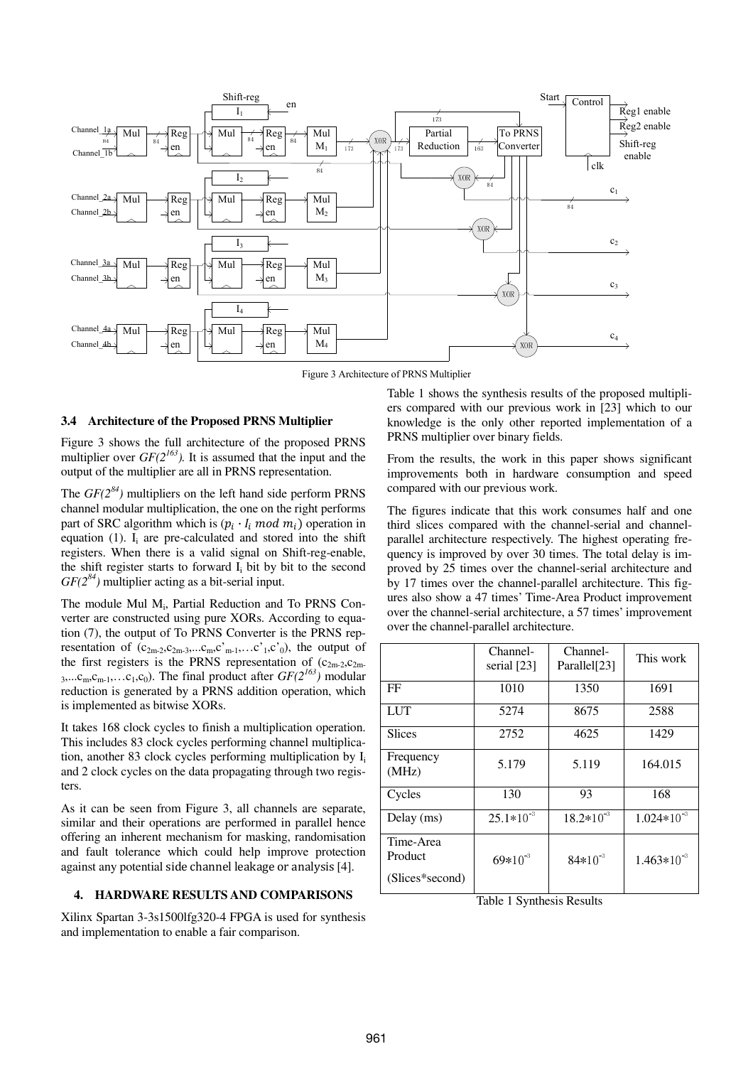Figure 3 Architecture of PRNS Multiplier

### 3.4 Architecture of the Proposed PRNS Multiplier

Figure 3 shows the full architecture of the proposed PRNS multiplier over $GF(2^{163})$. It is assumed that the input and the output of the multiplier are all in PRNS representation.

The $GF(2^{84})$ multipliers on the left hand side perform PRNS channel modular multiplication, the one on the right performs part of SRC algorithm which is $(p_i \cdot I_i \bmod m_i)$ operation in equation (1). $I_i$ are pre-calculated and stored into the shift registers. When there is a valid signal on Shift-reg-enable, the shift register starts to forward $I_i$ bit by bit to the second $GF(2^{84})$ multiplier acting as a bit-serial input.

The module Mul $M_i$, Partial Reduction and To PRNS Converter are constructed using pure XORs. According to equation (7), the output of To PRNS Converter is the PRNS representation of $(c_{2m-2},c_{2m-3},...c_m,c'_{m-1},...c'_1,c'_0)$, the output of the first registers is the PRNS representation of $(c_{2m-2},c_{2m-3},...c_m,c_{m-1},...c_1,c_0)$. The final product after $GF(2^{163})$ modular reduction is generated by a PRNS addition operation, which is implemented as bitwise XORs.

It takes 168 clock cycles to finish a multiplication operation. This includes 83 clock cycles performing channel multiplication, another 83 clock cycles performing multiplication by $I_i$ and 2 clock cycles on the data propagating through two registers.

As it can be seen from Figure 3, all channels are separate, similar and their operations are performed in parallel hence offering an inherent mechanism for masking, randomisation and fault tolerance which could help improve protection against any potential side channel leakage or analysis [4].

## 4. HARDWARE RESULTS AND COMPARISONS

Xilinx Spartan 3-3s1500lfg320-4 FPGA is used for synthesis and implementation to enable a fair comparison.

Table 1 shows the synthesis results of the proposed multipliers compared with our previous work in [23] which to our knowledge is the only other reported implementation of a PRNS multiplier over binary fields.

From the results, the work in this paper shows significant improvements both in hardware consumption and speed compared with our previous work.

The figures indicate that this work consumes half and one third slices compared with the channel-serial and channel-parallel architecture respectively. The highest operating frequency is improved by over 30 times. The total delay is improved by 25 times over the channel-serial architecture and by 17 times over the channel-parallel architecture. This figures also show a 47 times' Time-Area Product improvement over the channel-serial architecture, a 57 times' improvement over the channel-parallel architecture.

| | Channel-serial [23] | Channel-Parallel[23] | This work |
|---|---|---|---|
| FF | 1010 | 1350 | 1691 |
| LUT | 5274 | 8675 | 2588 |
| Slices | 2752 | 4625 | 1429 |
| Frequency (MHz) | 5.179 | 5.119 | 164.015 |
| Cycles | 130 | 93 | 168 |
| Delay (ms) | $25.1*10^{-3}$ | $18.2*10^{-3}$ | $1.024*10^{-3}$ |
| Time-Area Product (Slices*second) | $69*10^{-3}$ | $84*10^{-3}$ | $1.463*10^{-3}$ |

Table 1 Synthesis Results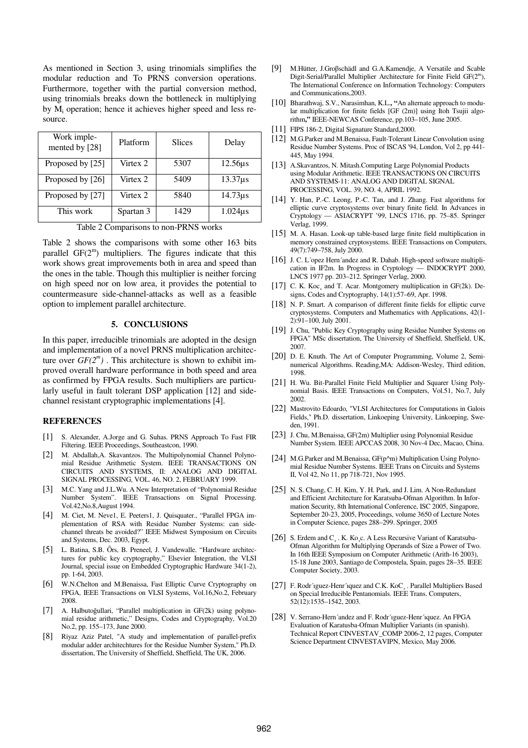As mentioned in Section 3, using trinomials simplifies the modular reduction and To PRNS conversion operations. Furthermore, together with the partial conversion method, using trinomials breaks down the bottleneck in multiplying by $M_i$ operation; hence it achieves higher speed and less resource.

| Work implemented by [28] | Platform | Slices | Delay |
|---|---|---|---|
| Proposed by [25] | Virtex 2 | 5307 | 12.56μs |
| Proposed by [26] | Virtex 2 | 5409 | 13.37μs |
| Proposed by [27] | Virtex 2 | 5840 | 14.73μs |
| This work | Spartan 3 | 1429 | 1.024μs |

Table 2 Comparisons to non-PRNS works

Table 2 shows the comparisons with some other 163 bits parallel $GF(2^m)$ multipliers. The figures indicate that this work shows great improvements both in area and speed than the ones in the table. Though this multiplier is neither forcing on high speed nor on low area, it provides the potential to countermeasure side-channel-attacks as well as a feasible option to implement parallel architecture.

## 5. CONCLUSIONS

In this paper, irreducible trinomials are adopted in the design and implementation of a novel PRNS multiplication architecture over $GF(2^m)$. This architecture is shown to exhibit improved overall hardware performance in both speed and area as confirmed by FPGA results. Such multipliers are particularly useful in fault tolerant DSP application [12] and side-channel resistant cryptographic implementations [4].

## REFERENCES

[1] S. Alexander, A.Jorge and G. Suhas. PRNS Approach To Fast FIR Filtering. IEEE Proceedings, Southeastcon, 1990.

[2] M. Abdallah,A. Skavantzos. The Multipolynomial Channel Polynomial Residue Arithmetic System. IEEE TRANSACTIONS ON CIRCUITS AND SYSTEMS, II: ANALOG AND DIGITAL SIGNAL PROCESSING, VOL. 46, NO. 2, FEBRUARY 1999.

[3] M.C. Yang and J.L.Wu. A New Interpretation of "Polynomial Residue Number System". IEEE Transactions on Signal Processing. Vol.42,No.8,August 1994.

[4] M. Ciet, M. Neve1, E. Peeters1, J. Quisquater., "Parallel FPGA implementation of RSA with Residue Number Systems: can side-channel threats be avoided?" IEEE Midwest Symposium on Circuits and Systems, Dec. 2003, Egypt.

[5] L. Batina, S.B. Őrs, B. Preneel, J. Vandewalle. "Hardware architectures for public key cryptography," Elsevier Integration, the VLSI Journal, special issue on Embedded Cryptographic Hardware 34(1-2), pp. 1-64, 2003.

[6] W.N.Chelton and M.Benaissa, Fast Elliptic Curve Cryptography on FPGA, IEEE Transactions on VLSI Systems, Vol.16,No.2, February 2008.

[7] A. Halbutoğullari, "Parallel multiplication in GF(2k) using polynomial residue arithmetic," Designs, Codes and Cryptography, Vol.20 No.2, pp. 155–173, June 2000.

[8] Riyaz Aziz Patel, "A study and implementation of parallel-prefix modular adder architechtures for the Residue Number System," Ph.D. dissertation, The University of Sheffield, Sheffield, The UK, 2006.

[9] M.Hütter, J.Groβschädl and G.A.Kamendje, A Versatile and Scable Digit-Serial/Parallel Multiplier Architecture for Finite Field $GF(2^m)$, The International Conference on Information Technology: Computers and Communications,2003.

[10] Bharathwaj, S.V., Narasimhan, K.L., "An alternate approach to modular multiplication for finite fields [GF (2m)] using Itoh Tsujii algorithm," IEEE-NEWCAS Conference, pp.103–105, June 2005.

[11] FIPS 186-2, Digital Signature Standard,2000.

[12] M.G.Parker and M.Benaissa, Fault-Tolerant Linear Convolution using Residue Number Systems. Proc of ISCAS '94, London, Vol 2, pp 441-445, May 1994.

[13] A.Skavantzos, N. Mitash.Computing Large Polynomial Products using Modular Arithmetic. IEEE TRANSACTIONS ON CIRCUITS AND SYSTEMS-11: ANALOG AND DIGITAL SIGNAL PROCESSING, VOL. 39, NO. 4, APRIL 1992.

[14] Y. Han, P.-C. Leong, P.-C. Tan, and J. Zhang. Fast algorithms for elliptic curve cryptosystems over binary finite field. In Advances in Cryptology — ASIACRYPT '99, LNCS 1716, pp. 75–85. Springer Verlag, 1999.

[15] M. A. Hasan. Look-up table-based large finite field multiplication in memory constrained cryptosystems. IEEE Transactions on Computers, 49(7):749–758, July 2000.

[16] J. C. L´opez Hern´andez and R. Dahab. High-speed software multiplication in IF2m. In Progress in Cryptology — INDOCRYPT 2000, LNCS 1977 pp. 203–212. Springer Verlag, 2000.

[17] C. K. Koc¸ and T. Acar. Montgomery multiplication in GF(2k). Designs, Codes and Cryptography, 14(1):57–69, Apr. 1998.

[18] N. P. Smart. A comparison of different finite fields for elliptic curve cryptosystems. Computers and Mathematics with Applications, 42(1-2):91–100, July 2001.

[19] J. Chu, "Public Key Cryptography using Residue Number Systems on FPGA" MSc dissertation, The University of Sheffield, Sheffield, UK, 2007.

[20] D. E. Knuth. The Art of Computer Programming, Volume 2, Seminumerical Algorithms. Reading,MA: Addison-Wesley, Third edition, 1998.

[21] H. Wu. Bit-Parallel Finite Field Multiplier and Squarer Using Polynomial Basis. IEEE Transactions on Computers, Vol.51, No.7, July 2002.

[22] Mastrovito Edoardo, "VLSI Architectures for Computations in Galois Fields," Ph.D. dissertation, Linkoeping University, Linkoeping, Sweden, 1991.

[23] J. Chu, M.Benaissa, GF(2m) Multiplier using Polynomial Residue Number System. IEEE APCCAS 2008, 30 Nov-4 Dec, Macao, China.

[24] M.G.Parker and M.Benaissa, GF(p^m) Multiplication Using Polynomial Residue Number Systems. IEEE Trans on Circuits and Systems II, Vol 42, No 11, pp 718-721, Nov 1995.

[25] N. S. Chang, C. H. Kim, Y. H. Park, and J. Lim. A Non-Redundant and Efficient Architecture for Karatsuba-Ofman Algorithm. In Information Security, 8th International Conference, ISC 2005, Singapore, September 20-23, 2005, Proceedings, volume 3650 of Lecture Notes in Computer Science, pages 288–299. Springer, 2005

[26] S. Erdem and C¸ . K. Ko¸c. A Less Recursive Variant of Karatsuba-Ofman Algorithm for Multiplying Operands of Size a Power of Two. In 16th IEEE Symposium on Computer Arithmetic (Arith-16 2003), 15-18 June 2003, Santiago de Compostela, Spain, pages 28–35. IEEE Computer Society, 2003.

[27] F. Rodr´ıguez-Henr´ıquez and C.K. KoC¸ . Parallel Multipliers Based on Special Irreducible Pentanomials. IEEE Trans. Computers, 52(12):1535–1542, 2003.

[28] V. Serrano-Hern´andez and F. Rodr´ıguez-Henr´ıquez. An FPGA Evaluation of Karatusba-Ofman Multiplier Variants (in spanish). Technical Report CINVESTAV_COMP 2006-2, 12 pages, Computer Science Department CINVESTAVIPN, Mexico, May 2006.